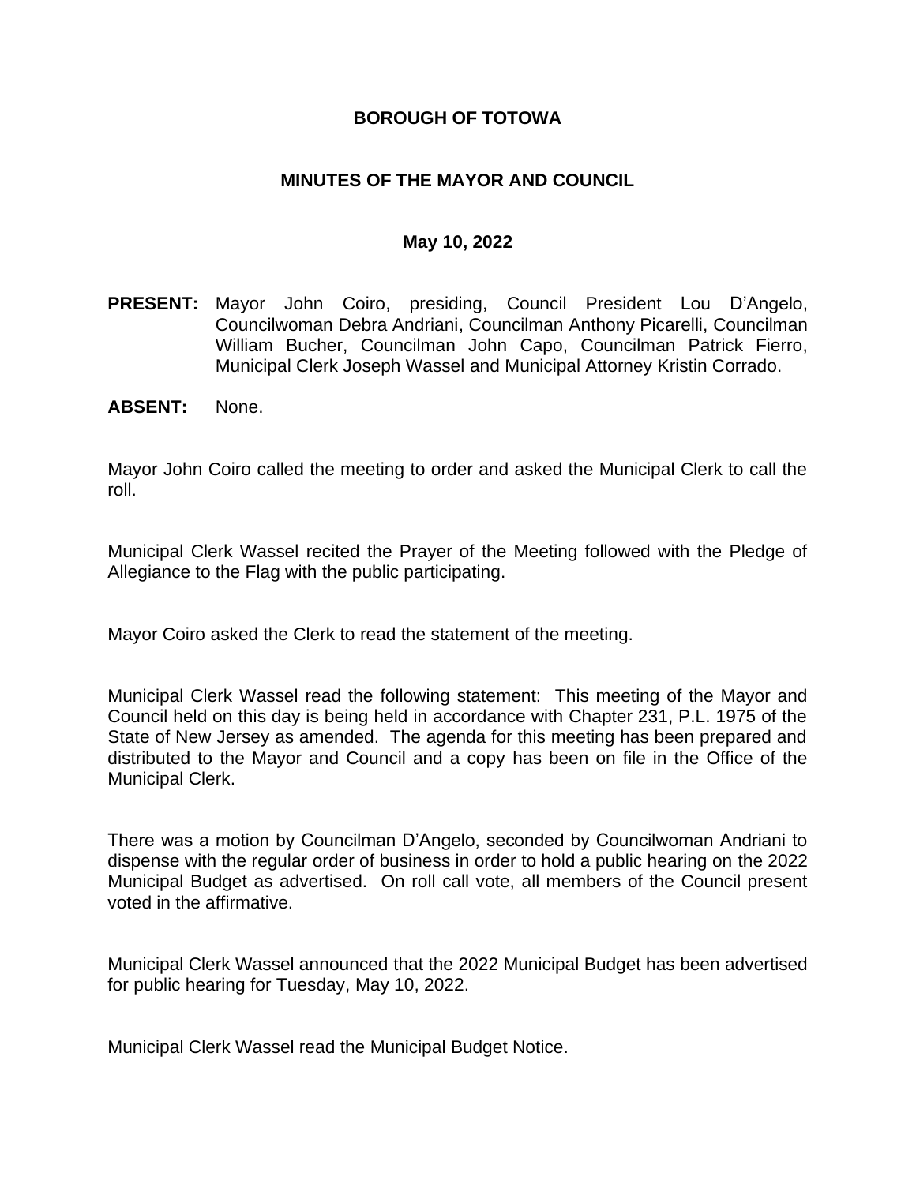# BOROUGH OF TOTOWA

## MINUTES OF THE MAYOR AND COUNCIL

### May 10, 2022

**PRESENT:** Mayor John Coiro, presiding, Council President Lou D'Angelo, Councilwoman Debra Andriani, Councilman Anthony Picarelli, Councilman William Bucher, Councilman John Capo, Councilman Patrick Fierro, Municipal Clerk Joseph Wassel and Municipal Attorney Kristin Corrado.

**ABSENT:** None.

Mayor John Coiro called the meeting to order and asked the Municipal Clerk to call the roll.

Municipal Clerk Wassel recited the Prayer of the Meeting followed with the Pledge of Allegiance to the Flag with the public participating.

Mayor Coiro asked the Clerk to read the statement of the meeting.

Municipal Clerk Wassel read the following statement: This meeting of the Mayor and Council held on this day is being held in accordance with Chapter 231, P.L. 1975 of the State of New Jersey as amended. The agenda for this meeting has been prepared and distributed to the Mayor and Council and a copy has been on file in the Office of the Municipal Clerk.

There was a motion by Councilman D'Angelo, seconded by Councilwoman Andriani to dispense with the regular order of business in order to hold a public hearing on the 2022 Municipal Budget as advertised. On roll call vote, all members of the Council present voted in the affirmative.

Municipal Clerk Wassel announced that the 2022 Municipal Budget has been advertised for public hearing for Tuesday, May 10, 2022.

Municipal Clerk Wassel read the Municipal Budget Notice.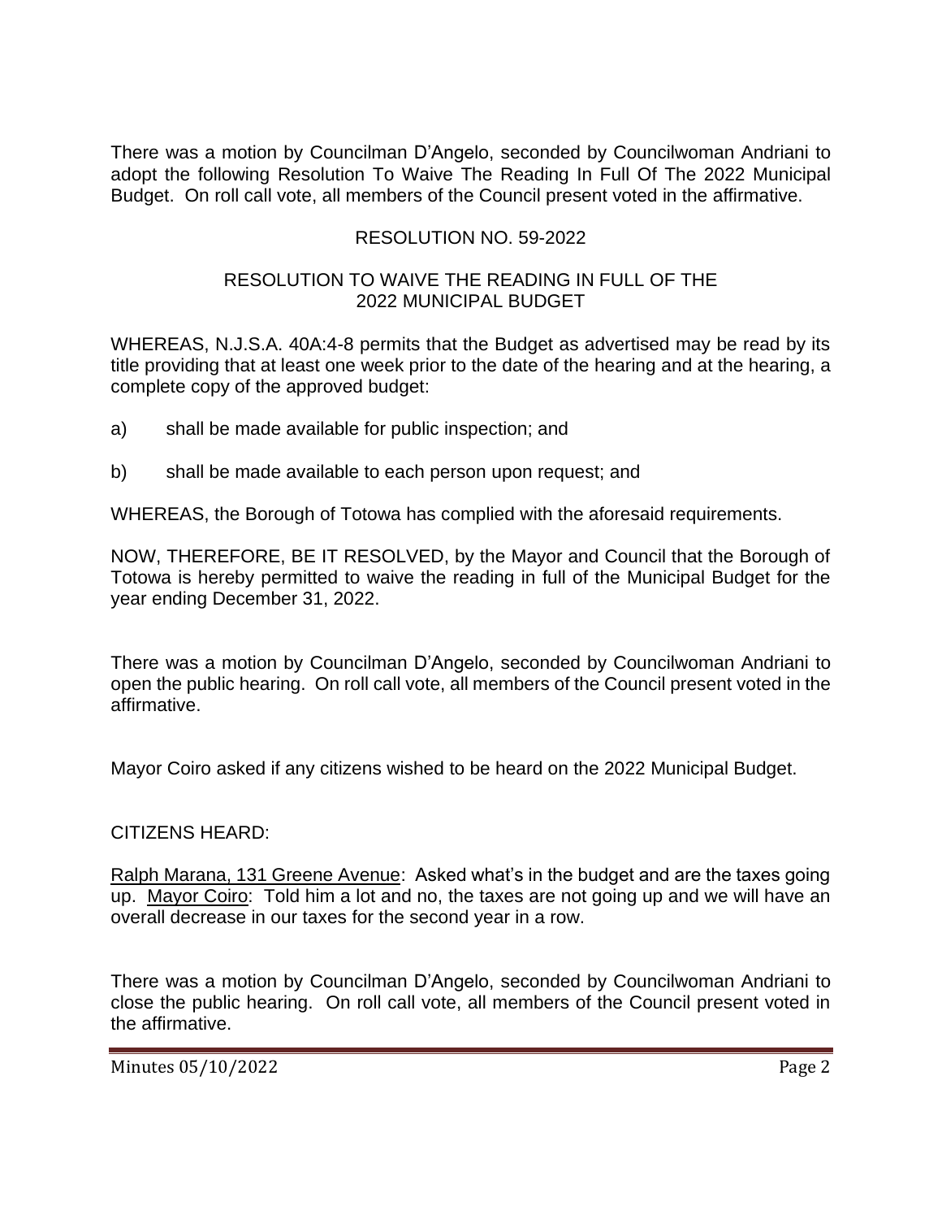There was a motion by Councilman D'Angelo, seconded by Councilwoman Andriani to adopt the following Resolution To Waive The Reading In Full Of The 2022 Municipal Budget. On roll call vote, all members of the Council present voted in the affirmative.

RESOLUTION NO. 59-2022

RESOLUTION TO WAIVE THE READING IN FULL OF THE 2022 MUNICIPAL BUDGET

WHEREAS, N.J.S.A. 40A:4-8 permits that the Budget as advertised may be read by its title providing that at least one week prior to the date of the hearing and at the hearing, a complete copy of the approved budget:

a) shall be made available for public inspection; and

b) shall be made available to each person upon request; and

WHEREAS, the Borough of Totowa has complied with the aforesaid requirements.

NOW, THEREFORE, BE IT RESOLVED, by the Mayor and Council that the Borough of Totowa is hereby permitted to waive the reading in full of the Municipal Budget for the year ending December 31, 2022.

There was a motion by Councilman D'Angelo, seconded by Councilwoman Andriani to open the public hearing. On roll call vote, all members of the Council present voted in the affirmative.

Mayor Coiro asked if any citizens wished to be heard on the 2022 Municipal Budget.

CITIZENS HEARD:

Ralph Marana, 131 Greene Avenue: Asked what's in the budget and are the taxes going up. Mayor Coiro: Told him a lot and no, the taxes are not going up and we will have an overall decrease in our taxes for the second year in a row.

There was a motion by Councilman D'Angelo, seconded by Councilwoman Andriani to close the public hearing. On roll call vote, all members of the Council present voted in the affirmative.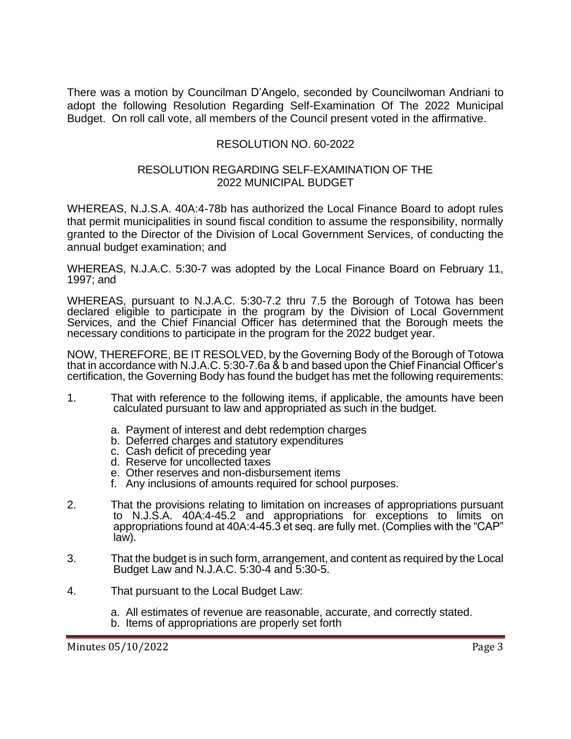There was a motion by Councilman D'Angelo, seconded by Councilwoman Andriani to adopt the following Resolution Regarding Self-Examination Of The 2022 Municipal Budget. On roll call vote, all members of the Council present voted in the affirmative.

RESOLUTION NO. 60-2022

RESOLUTION REGARDING SELF-EXAMINATION OF THE 2022 MUNICIPAL BUDGET

WHEREAS, N.J.S.A. 40A:4-78b has authorized the Local Finance Board to adopt rules that permit municipalities in sound fiscal condition to assume the responsibility, normally granted to the Director of the Division of Local Government Services, of conducting the annual budget examination; and

WHEREAS, N.J.A.C. 5:30-7 was adopted by the Local Finance Board on February 11, 1997; and

WHEREAS, pursuant to N.J.A.C. 5:30-7.2 thru 7.5 the Borough of Totowa has been declared eligible to participate in the program by the Division of Local Government Services, and the Chief Financial Officer has determined that the Borough meets the necessary conditions to participate in the program for the 2022 budget year.

NOW, THEREFORE, BE IT RESOLVED, by the Governing Body of the Borough of Totowa that in accordance with N.J.A.C. 5:30-7.6a & b and based upon the Chief Financial Officer's certification, the Governing Body has found the budget has met the following requirements:

1. That with reference to the following items, if applicable, the amounts have been calculated pursuant to law and appropriated as such in the budget.

   a. Payment of interest and debt redemption charges
   b. Deferred charges and statutory expenditures
   c. Cash deficit of preceding year
   d. Reserve for uncollected taxes
   e. Other reserves and non-disbursement items
   f. Any inclusions of amounts required for school purposes.

2. That the provisions relating to limitation on increases of appropriations pursuant to N.J.S.A. 40A:4-45.2 and appropriations for exceptions to limits on appropriations found at 40A:4-45.3 et seq. are fully met. (Complies with the "CAP" law).

3. That the budget is in such form, arrangement, and content as required by the Local Budget Law and N.J.A.C. 5:30-4 and 5:30-5.

4. That pursuant to the Local Budget Law:

   a. All estimates of revenue are reasonable, accurate, and correctly stated.
   b. Items of appropriations are properly set forth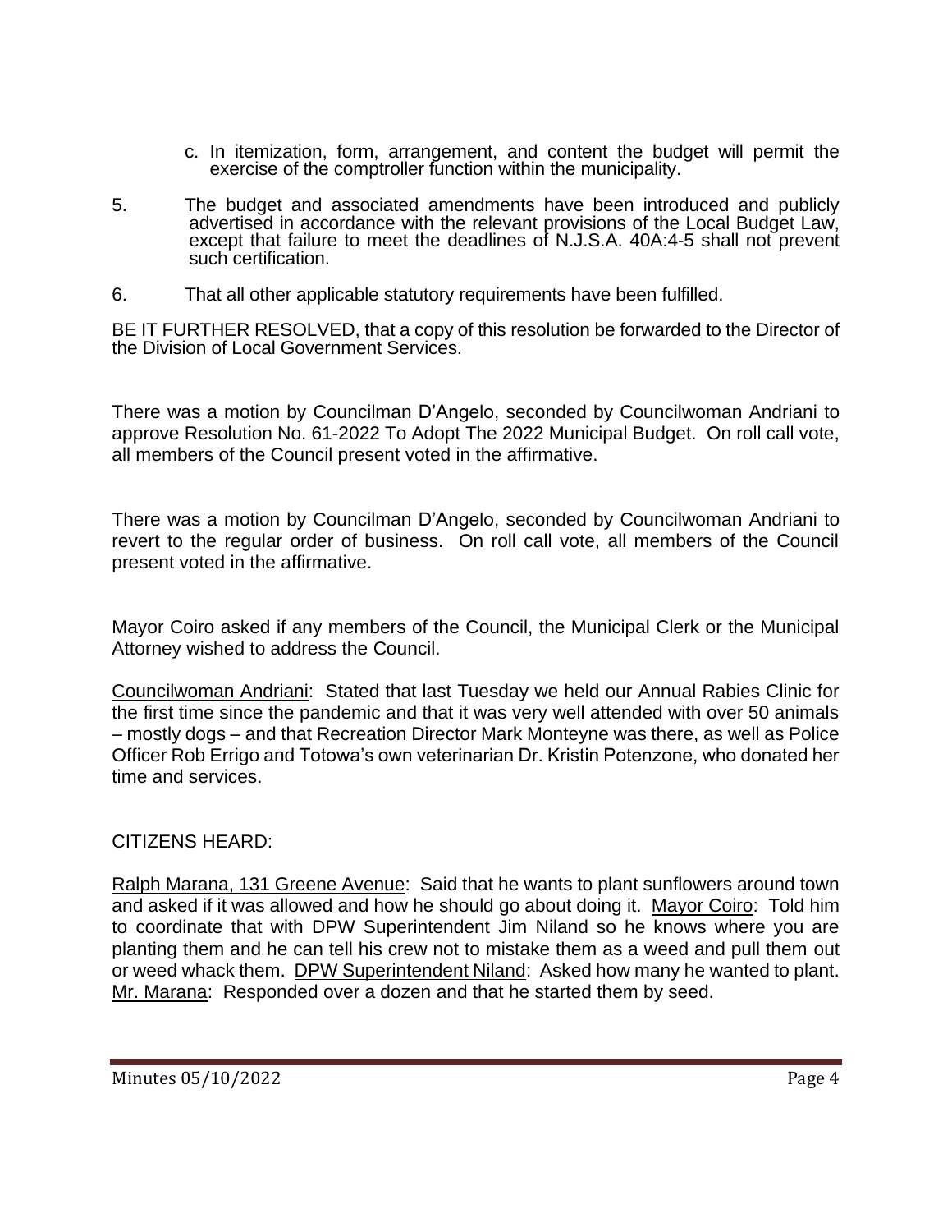c. In itemization, form, arrangement, and content the budget will permit the exercise of the comptroller function within the municipality.

5. The budget and associated amendments have been introduced and publicly advertised in accordance with the relevant provisions of the Local Budget Law, except that failure to meet the deadlines of N.J.S.A. 40A:4-5 shall not prevent such certification.

6. That all other applicable statutory requirements have been fulfilled.

BE IT FURTHER RESOLVED, that a copy of this resolution be forwarded to the Director of the Division of Local Government Services.

There was a motion by Councilman D'Angelo, seconded by Councilwoman Andriani to approve Resolution No. 61-2022 To Adopt The 2022 Municipal Budget. On roll call vote, all members of the Council present voted in the affirmative.

There was a motion by Councilman D'Angelo, seconded by Councilwoman Andriani to revert to the regular order of business. On roll call vote, all members of the Council present voted in the affirmative.

Mayor Coiro asked if any members of the Council, the Municipal Clerk or the Municipal Attorney wished to address the Council.

Councilwoman Andriani: Stated that last Tuesday we held our Annual Rabies Clinic for the first time since the pandemic and that it was very well attended with over 50 animals – mostly dogs – and that Recreation Director Mark Monteyne was there, as well as Police Officer Rob Errigo and Totowa's own veterinarian Dr. Kristin Potenzone, who donated her time and services.

CITIZENS HEARD:

Ralph Marana, 131 Greene Avenue: Said that he wants to plant sunflowers around town and asked if it was allowed and how he should go about doing it. Mayor Coiro: Told him to coordinate that with DPW Superintendent Jim Niland so he knows where you are planting them and he can tell his crew not to mistake them as a weed and pull them out or weed whack them. DPW Superintendent Niland: Asked how many he wanted to plant. Mr. Marana: Responded over a dozen and that he started them by seed.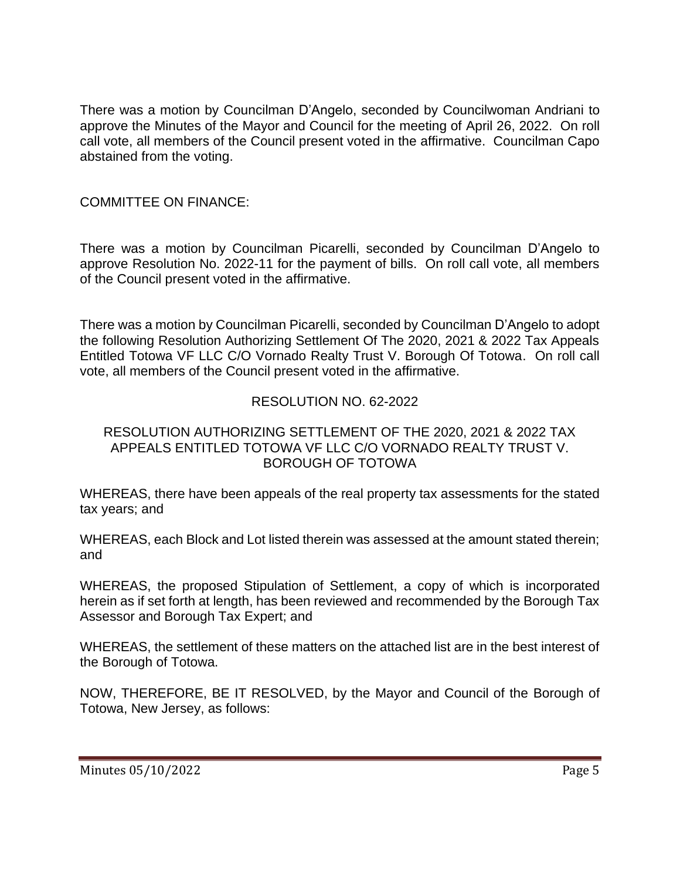There was a motion by Councilman D'Angelo, seconded by Councilwoman Andriani to approve the Minutes of the Mayor and Council for the meeting of April 26, 2022. On roll call vote, all members of the Council present voted in the affirmative. Councilman Capo abstained from the voting.

COMMITTEE ON FINANCE:

There was a motion by Councilman Picarelli, seconded by Councilman D'Angelo to approve Resolution No. 2022-11 for the payment of bills. On roll call vote, all members of the Council present voted in the affirmative.

There was a motion by Councilman Picarelli, seconded by Councilman D'Angelo to adopt the following Resolution Authorizing Settlement Of The 2020, 2021 & 2022 Tax Appeals Entitled Totowa VF LLC C/O Vornado Realty Trust V. Borough Of Totowa. On roll call vote, all members of the Council present voted in the affirmative.

RESOLUTION NO. 62-2022

RESOLUTION AUTHORIZING SETTLEMENT OF THE 2020, 2021 & 2022 TAX APPEALS ENTITLED TOTOWA VF LLC C/O VORNADO REALTY TRUST V. BOROUGH OF TOTOWA

WHEREAS, there have been appeals of the real property tax assessments for the stated tax years; and

WHEREAS, each Block and Lot listed therein was assessed at the amount stated therein; and

WHEREAS, the proposed Stipulation of Settlement, a copy of which is incorporated herein as if set forth at length, has been reviewed and recommended by the Borough Tax Assessor and Borough Tax Expert; and

WHEREAS, the settlement of these matters on the attached list are in the best interest of the Borough of Totowa.

NOW, THEREFORE, BE IT RESOLVED, by the Mayor and Council of the Borough of Totowa, New Jersey, as follows: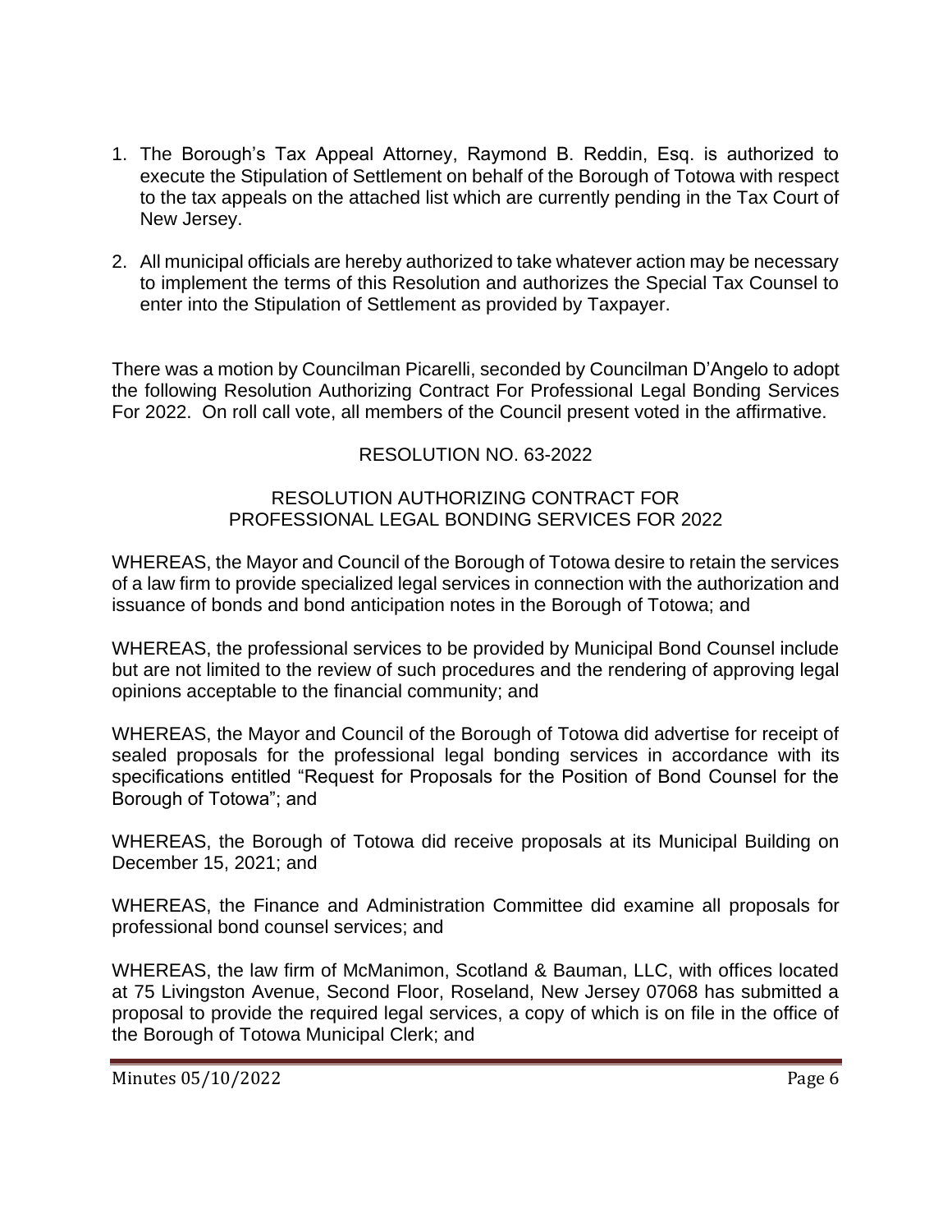1. The Borough's Tax Appeal Attorney, Raymond B. Reddin, Esq. is authorized to execute the Stipulation of Settlement on behalf of the Borough of Totowa with respect to the tax appeals on the attached list which are currently pending in the Tax Court of New Jersey.

2. All municipal officials are hereby authorized to take whatever action may be necessary to implement the terms of this Resolution and authorizes the Special Tax Counsel to enter into the Stipulation of Settlement as provided by Taxpayer.

There was a motion by Councilman Picarelli, seconded by Councilman D'Angelo to adopt the following Resolution Authorizing Contract For Professional Legal Bonding Services For 2022. On roll call vote, all members of the Council present voted in the affirmative.

RESOLUTION NO. 63-2022

RESOLUTION AUTHORIZING CONTRACT FOR PROFESSIONAL LEGAL BONDING SERVICES FOR 2022

WHEREAS, the Mayor and Council of the Borough of Totowa desire to retain the services of a law firm to provide specialized legal services in connection with the authorization and issuance of bonds and bond anticipation notes in the Borough of Totowa; and

WHEREAS, the professional services to be provided by Municipal Bond Counsel include but are not limited to the review of such procedures and the rendering of approving legal opinions acceptable to the financial community; and

WHEREAS, the Mayor and Council of the Borough of Totowa did advertise for receipt of sealed proposals for the professional legal bonding services in accordance with its specifications entitled "Request for Proposals for the Position of Bond Counsel for the Borough of Totowa"; and

WHEREAS, the Borough of Totowa did receive proposals at its Municipal Building on December 15, 2021; and

WHEREAS, the Finance and Administration Committee did examine all proposals for professional bond counsel services; and

WHEREAS, the law firm of McManimon, Scotland & Bauman, LLC, with offices located at 75 Livingston Avenue, Second Floor, Roseland, New Jersey 07068 has submitted a proposal to provide the required legal services, a copy of which is on file in the office of the Borough of Totowa Municipal Clerk; and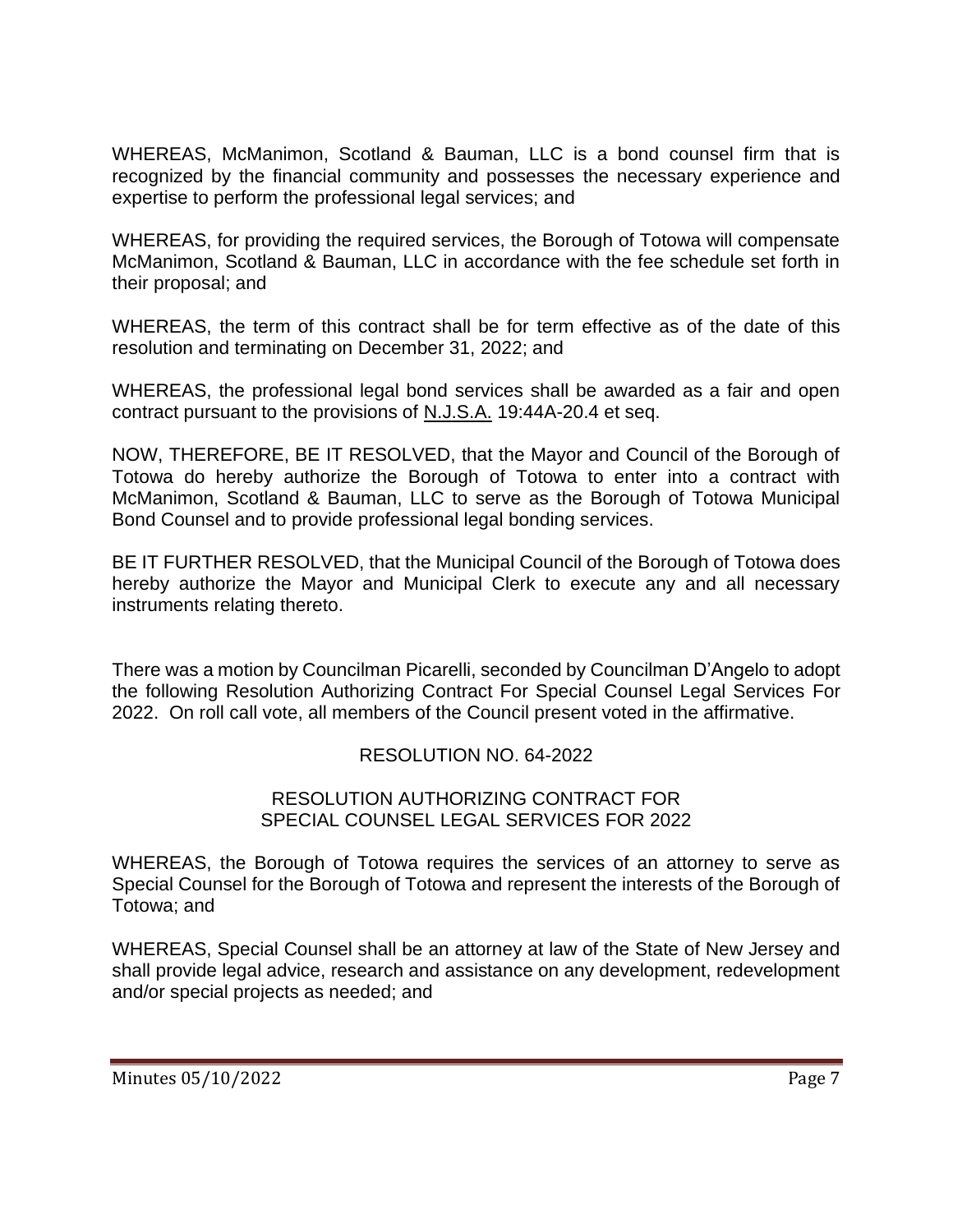WHEREAS, McManimon, Scotland & Bauman, LLC is a bond counsel firm that is recognized by the financial community and possesses the necessary experience and expertise to perform the professional legal services; and

WHEREAS, for providing the required services, the Borough of Totowa will compensate McManimon, Scotland & Bauman, LLC in accordance with the fee schedule set forth in their proposal; and

WHEREAS, the term of this contract shall be for term effective as of the date of this resolution and terminating on December 31, 2022; and

WHEREAS, the professional legal bond services shall be awarded as a fair and open contract pursuant to the provisions of N.J.S.A. 19:44A-20.4 et seq.

NOW, THEREFORE, BE IT RESOLVED, that the Mayor and Council of the Borough of Totowa do hereby authorize the Borough of Totowa to enter into a contract with McManimon, Scotland & Bauman, LLC to serve as the Borough of Totowa Municipal Bond Counsel and to provide professional legal bonding services.

BE IT FURTHER RESOLVED, that the Municipal Council of the Borough of Totowa does hereby authorize the Mayor and Municipal Clerk to execute any and all necessary instruments relating thereto.

There was a motion by Councilman Picarelli, seconded by Councilman D'Angelo to adopt the following Resolution Authorizing Contract For Special Counsel Legal Services For 2022. On roll call vote, all members of the Council present voted in the affirmative.

RESOLUTION NO. 64-2022

RESOLUTION AUTHORIZING CONTRACT FOR SPECIAL COUNSEL LEGAL SERVICES FOR 2022

WHEREAS, the Borough of Totowa requires the services of an attorney to serve as Special Counsel for the Borough of Totowa and represent the interests of the Borough of Totowa; and

WHEREAS, Special Counsel shall be an attorney at law of the State of New Jersey and shall provide legal advice, research and assistance on any development, redevelopment and/or special projects as needed; and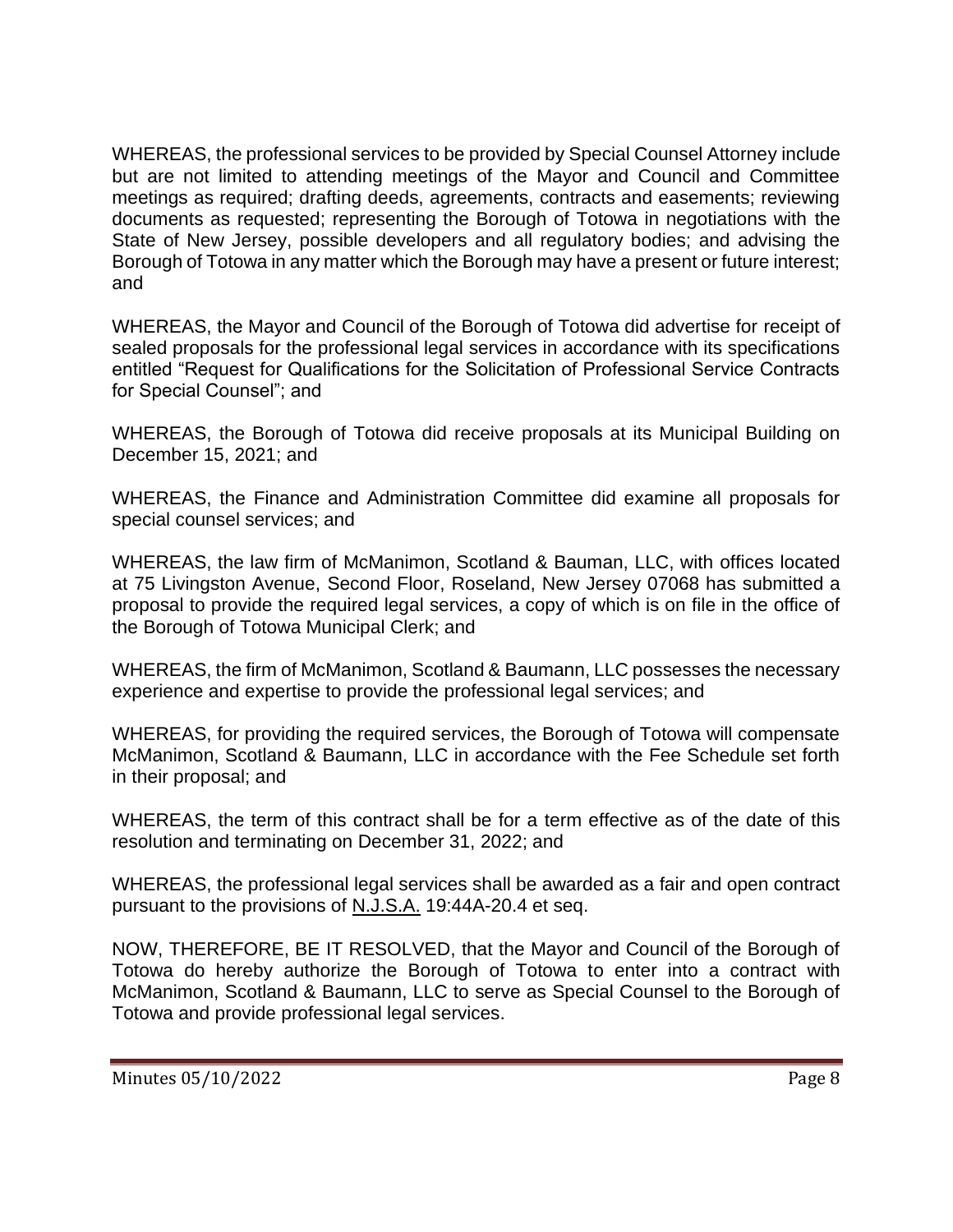WHEREAS, the professional services to be provided by Special Counsel Attorney include but are not limited to attending meetings of the Mayor and Council and Committee meetings as required; drafting deeds, agreements, contracts and easements; reviewing documents as requested; representing the Borough of Totowa in negotiations with the State of New Jersey, possible developers and all regulatory bodies; and advising the Borough of Totowa in any matter which the Borough may have a present or future interest; and

WHEREAS, the Mayor and Council of the Borough of Totowa did advertise for receipt of sealed proposals for the professional legal services in accordance with its specifications entitled "Request for Qualifications for the Solicitation of Professional Service Contracts for Special Counsel"; and

WHEREAS, the Borough of Totowa did receive proposals at its Municipal Building on December 15, 2021; and

WHEREAS, the Finance and Administration Committee did examine all proposals for special counsel services; and

WHEREAS, the law firm of McManimon, Scotland & Bauman, LLC, with offices located at 75 Livingston Avenue, Second Floor, Roseland, New Jersey 07068 has submitted a proposal to provide the required legal services, a copy of which is on file in the office of the Borough of Totowa Municipal Clerk; and

WHEREAS, the firm of McManimon, Scotland & Baumann, LLC possesses the necessary experience and expertise to provide the professional legal services; and

WHEREAS, for providing the required services, the Borough of Totowa will compensate McManimon, Scotland & Baumann, LLC in accordance with the Fee Schedule set forth in their proposal; and

WHEREAS, the term of this contract shall be for a term effective as of the date of this resolution and terminating on December 31, 2022; and

WHEREAS, the professional legal services shall be awarded as a fair and open contract pursuant to the provisions of N.J.S.A. 19:44A-20.4 et seq.

NOW, THEREFORE, BE IT RESOLVED, that the Mayor and Council of the Borough of Totowa do hereby authorize the Borough of Totowa to enter into a contract with McManimon, Scotland & Baumann, LLC to serve as Special Counsel to the Borough of Totowa and provide professional legal services.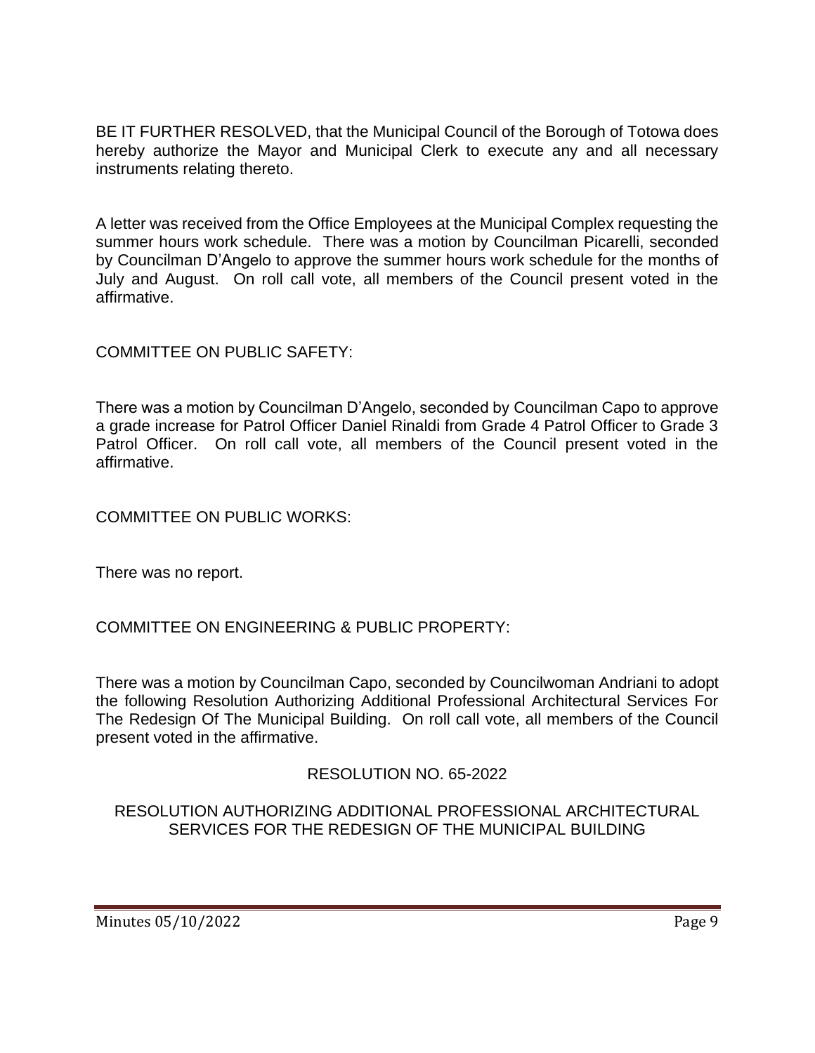BE IT FURTHER RESOLVED, that the Municipal Council of the Borough of Totowa does hereby authorize the Mayor and Municipal Clerk to execute any and all necessary instruments relating thereto.

A letter was received from the Office Employees at the Municipal Complex requesting the summer hours work schedule. There was a motion by Councilman Picarelli, seconded by Councilman D'Angelo to approve the summer hours work schedule for the months of July and August. On roll call vote, all members of the Council present voted in the affirmative.

COMMITTEE ON PUBLIC SAFETY:

There was a motion by Councilman D'Angelo, seconded by Councilman Capo to approve a grade increase for Patrol Officer Daniel Rinaldi from Grade 4 Patrol Officer to Grade 3 Patrol Officer. On roll call vote, all members of the Council present voted in the affirmative.

COMMITTEE ON PUBLIC WORKS:

There was no report.

COMMITTEE ON ENGINEERING & PUBLIC PROPERTY:

There was a motion by Councilman Capo, seconded by Councilwoman Andriani to adopt the following Resolution Authorizing Additional Professional Architectural Services For The Redesign Of The Municipal Building. On roll call vote, all members of the Council present voted in the affirmative.

RESOLUTION NO. 65-2022

RESOLUTION AUTHORIZING ADDITIONAL PROFESSIONAL ARCHITECTURAL SERVICES FOR THE REDESIGN OF THE MUNICIPAL BUILDING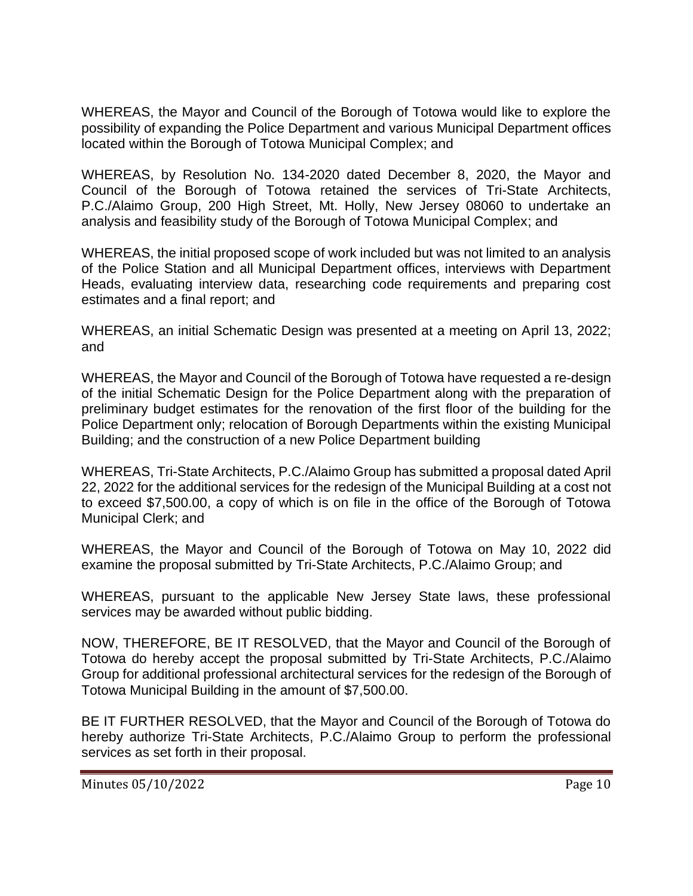WHEREAS, the Mayor and Council of the Borough of Totowa would like to explore the possibility of expanding the Police Department and various Municipal Department offices located within the Borough of Totowa Municipal Complex; and

WHEREAS, by Resolution No. 134-2020 dated December 8, 2020, the Mayor and Council of the Borough of Totowa retained the services of Tri-State Architects, P.C./Alaimo Group, 200 High Street, Mt. Holly, New Jersey 08060 to undertake an analysis and feasibility study of the Borough of Totowa Municipal Complex; and

WHEREAS, the initial proposed scope of work included but was not limited to an analysis of the Police Station and all Municipal Department offices, interviews with Department Heads, evaluating interview data, researching code requirements and preparing cost estimates and a final report; and

WHEREAS, an initial Schematic Design was presented at a meeting on April 13, 2022; and

WHEREAS, the Mayor and Council of the Borough of Totowa have requested a re-design of the initial Schematic Design for the Police Department along with the preparation of preliminary budget estimates for the renovation of the first floor of the building for the Police Department only; relocation of Borough Departments within the existing Municipal Building; and the construction of a new Police Department building

WHEREAS, Tri-State Architects, P.C./Alaimo Group has submitted a proposal dated April 22, 2022 for the additional services for the redesign of the Municipal Building at a cost not to exceed $7,500.00, a copy of which is on file in the office of the Borough of Totowa Municipal Clerk; and

WHEREAS, the Mayor and Council of the Borough of Totowa on May 10, 2022 did examine the proposal submitted by Tri-State Architects, P.C./Alaimo Group; and

WHEREAS, pursuant to the applicable New Jersey State laws, these professional services may be awarded without public bidding.

NOW, THEREFORE, BE IT RESOLVED, that the Mayor and Council of the Borough of Totowa do hereby accept the proposal submitted by Tri-State Architects, P.C./Alaimo Group for additional professional architectural services for the redesign of the Borough of Totowa Municipal Building in the amount of $7,500.00.

BE IT FURTHER RESOLVED, that the Mayor and Council of the Borough of Totowa do hereby authorize Tri-State Architects, P.C./Alaimo Group to perform the professional services as set forth in their proposal.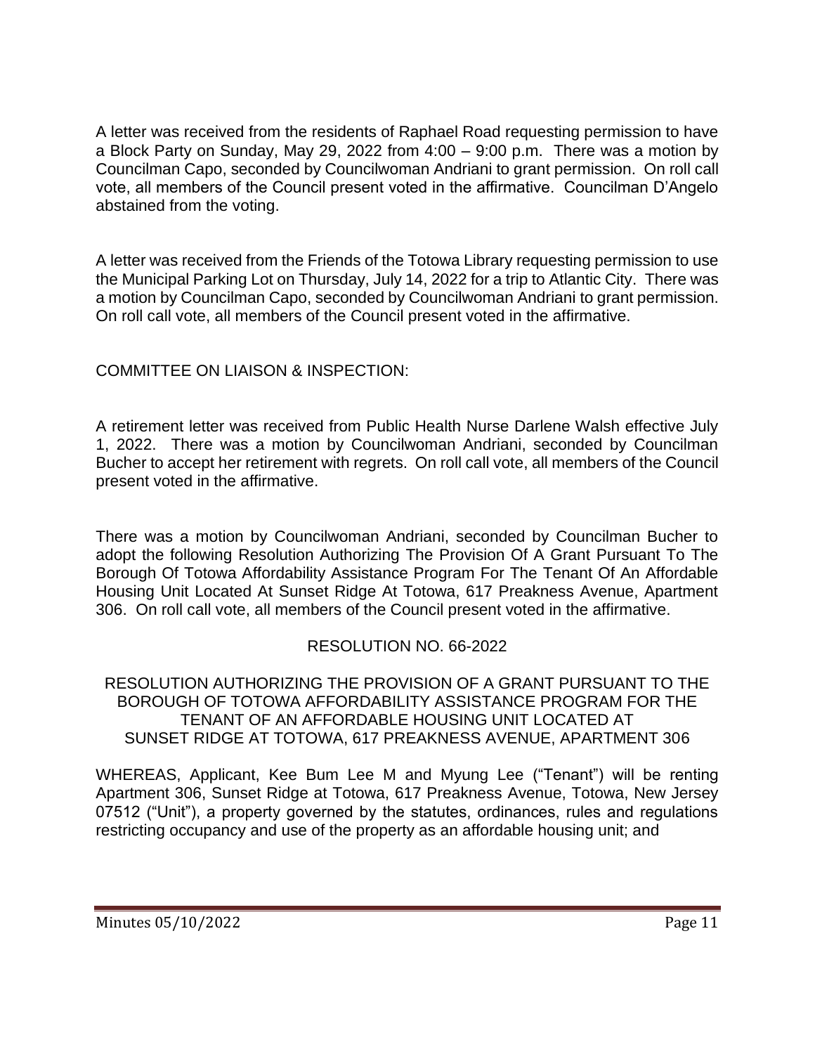A letter was received from the residents of Raphael Road requesting permission to have a Block Party on Sunday, May 29, 2022 from 4:00 – 9:00 p.m. There was a motion by Councilman Capo, seconded by Councilwoman Andriani to grant permission. On roll call vote, all members of the Council present voted in the affirmative. Councilman D'Angelo abstained from the voting.

A letter was received from the Friends of the Totowa Library requesting permission to use the Municipal Parking Lot on Thursday, July 14, 2022 for a trip to Atlantic City. There was a motion by Councilman Capo, seconded by Councilwoman Andriani to grant permission. On roll call vote, all members of the Council present voted in the affirmative.

COMMITTEE ON LIAISON & INSPECTION:

A retirement letter was received from Public Health Nurse Darlene Walsh effective July 1, 2022. There was a motion by Councilwoman Andriani, seconded by Councilman Bucher to accept her retirement with regrets. On roll call vote, all members of the Council present voted in the affirmative.

There was a motion by Councilwoman Andriani, seconded by Councilman Bucher to adopt the following Resolution Authorizing The Provision Of A Grant Pursuant To The Borough Of Totowa Affordability Assistance Program For The Tenant Of An Affordable Housing Unit Located At Sunset Ridge At Totowa, 617 Preakness Avenue, Apartment 306. On roll call vote, all members of the Council present voted in the affirmative.

RESOLUTION NO. 66-2022

RESOLUTION AUTHORIZING THE PROVISION OF A GRANT PURSUANT TO THE BOROUGH OF TOTOWA AFFORDABILITY ASSISTANCE PROGRAM FOR THE TENANT OF AN AFFORDABLE HOUSING UNIT LOCATED AT SUNSET RIDGE AT TOTOWA, 617 PREAKNESS AVENUE, APARTMENT 306

WHEREAS, Applicant, Kee Bum Lee M and Myung Lee ("Tenant") will be renting Apartment 306, Sunset Ridge at Totowa, 617 Preakness Avenue, Totowa, New Jersey 07512 ("Unit"), a property governed by the statutes, ordinances, rules and regulations restricting occupancy and use of the property as an affordable housing unit; and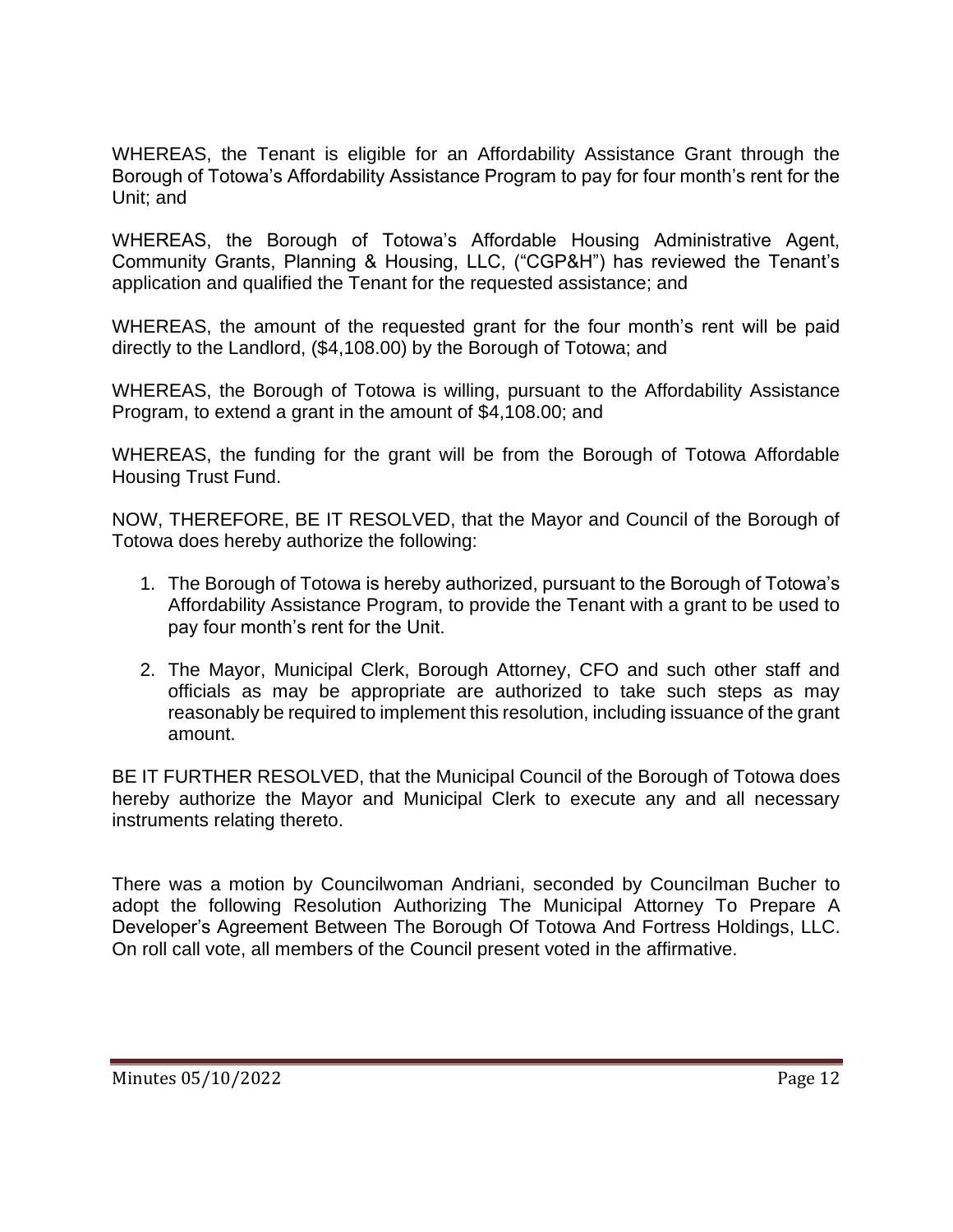WHEREAS, the Tenant is eligible for an Affordability Assistance Grant through the Borough of Totowa's Affordability Assistance Program to pay for four month's rent for the Unit; and

WHEREAS, the Borough of Totowa's Affordable Housing Administrative Agent, Community Grants, Planning & Housing, LLC, ("CGP&H") has reviewed the Tenant's application and qualified the Tenant for the requested assistance; and

WHEREAS, the amount of the requested grant for the four month's rent will be paid directly to the Landlord, ($4,108.00) by the Borough of Totowa; and

WHEREAS, the Borough of Totowa is willing, pursuant to the Affordability Assistance Program, to extend a grant in the amount of $4,108.00; and

WHEREAS, the funding for the grant will be from the Borough of Totowa Affordable Housing Trust Fund.

NOW, THEREFORE, BE IT RESOLVED, that the Mayor and Council of the Borough of Totowa does hereby authorize the following:

1. The Borough of Totowa is hereby authorized, pursuant to the Borough of Totowa's Affordability Assistance Program, to provide the Tenant with a grant to be used to pay four month's rent for the Unit.

2. The Mayor, Municipal Clerk, Borough Attorney, CFO and such other staff and officials as may be appropriate are authorized to take such steps as may reasonably be required to implement this resolution, including issuance of the grant amount.

BE IT FURTHER RESOLVED, that the Municipal Council of the Borough of Totowa does hereby authorize the Mayor and Municipal Clerk to execute any and all necessary instruments relating thereto.

There was a motion by Councilwoman Andriani, seconded by Councilman Bucher to adopt the following Resolution Authorizing The Municipal Attorney To Prepare A Developer's Agreement Between The Borough Of Totowa And Fortress Holdings, LLC. On roll call vote, all members of the Council present voted in the affirmative.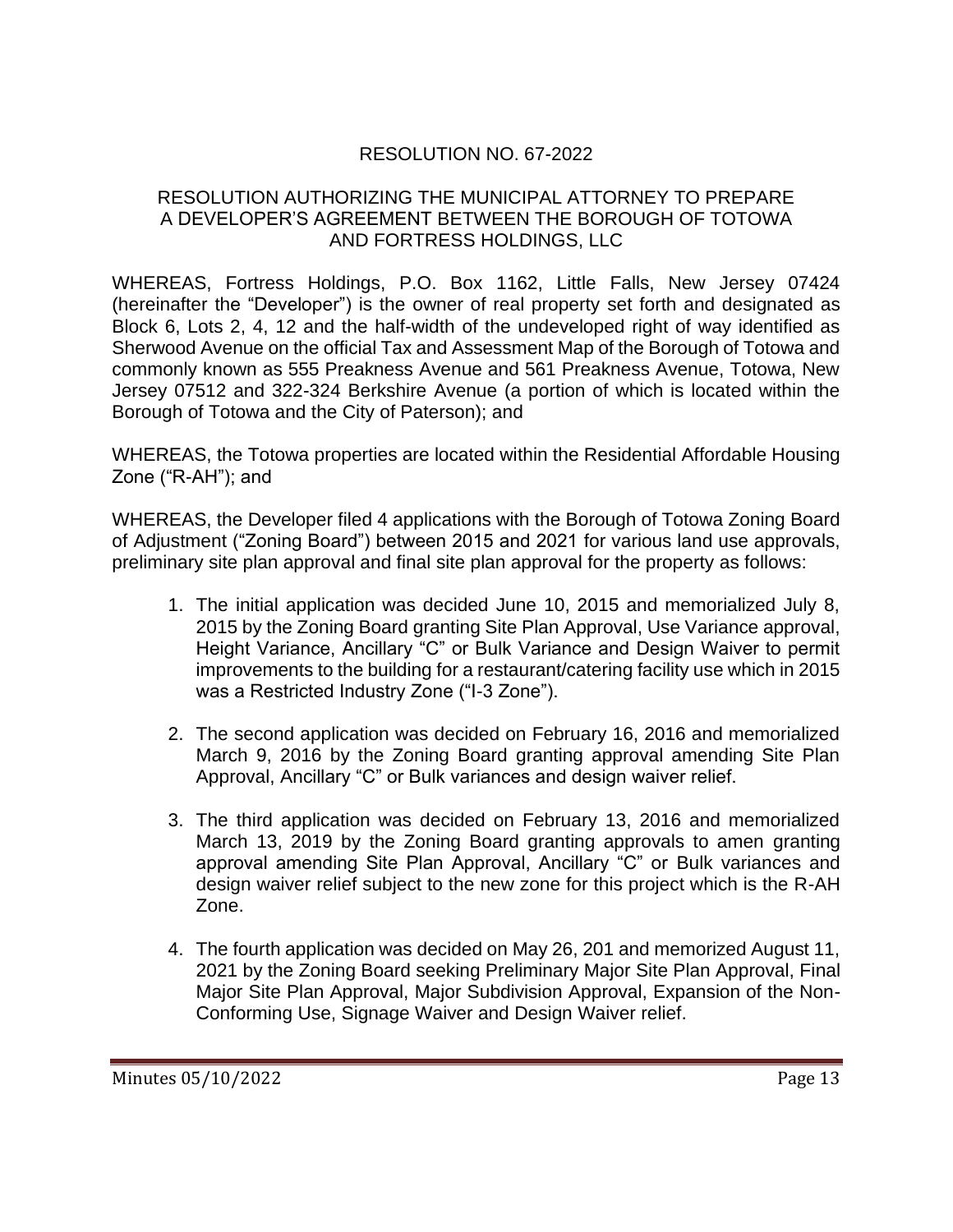RESOLUTION NO. 67-2022

RESOLUTION AUTHORIZING THE MUNICIPAL ATTORNEY TO PREPARE A DEVELOPER'S AGREEMENT BETWEEN THE BOROUGH OF TOTOWA AND FORTRESS HOLDINGS, LLC

WHEREAS, Fortress Holdings, P.O. Box 1162, Little Falls, New Jersey 07424 (hereinafter the "Developer") is the owner of real property set forth and designated as Block 6, Lots 2, 4, 12 and the half-width of the undeveloped right of way identified as Sherwood Avenue on the official Tax and Assessment Map of the Borough of Totowa and commonly known as 555 Preakness Avenue and 561 Preakness Avenue, Totowa, New Jersey 07512 and 322-324 Berkshire Avenue (a portion of which is located within the Borough of Totowa and the City of Paterson); and

WHEREAS, the Totowa properties are located within the Residential Affordable Housing Zone ("R-AH"); and

WHEREAS, the Developer filed 4 applications with the Borough of Totowa Zoning Board of Adjustment ("Zoning Board") between 2015 and 2021 for various land use approvals, preliminary site plan approval and final site plan approval for the property as follows:

1. The initial application was decided June 10, 2015 and memorialized July 8, 2015 by the Zoning Board granting Site Plan Approval, Use Variance approval, Height Variance, Ancillary "C" or Bulk Variance and Design Waiver to permit improvements to the building for a restaurant/catering facility use which in 2015 was a Restricted Industry Zone ("I-3 Zone").

2. The second application was decided on February 16, 2016 and memorialized March 9, 2016 by the Zoning Board granting approval amending Site Plan Approval, Ancillary "C" or Bulk variances and design waiver relief.

3. The third application was decided on February 13, 2016 and memorialized March 13, 2019 by the Zoning Board granting approvals to amen granting approval amending Site Plan Approval, Ancillary "C" or Bulk variances and design waiver relief subject to the new zone for this project which is the R-AH Zone.

4. The fourth application was decided on May 26, 201 and memorized August 11, 2021 by the Zoning Board seeking Preliminary Major Site Plan Approval, Final Major Site Plan Approval, Major Subdivision Approval, Expansion of the Non-Conforming Use, Signage Waiver and Design Waiver relief.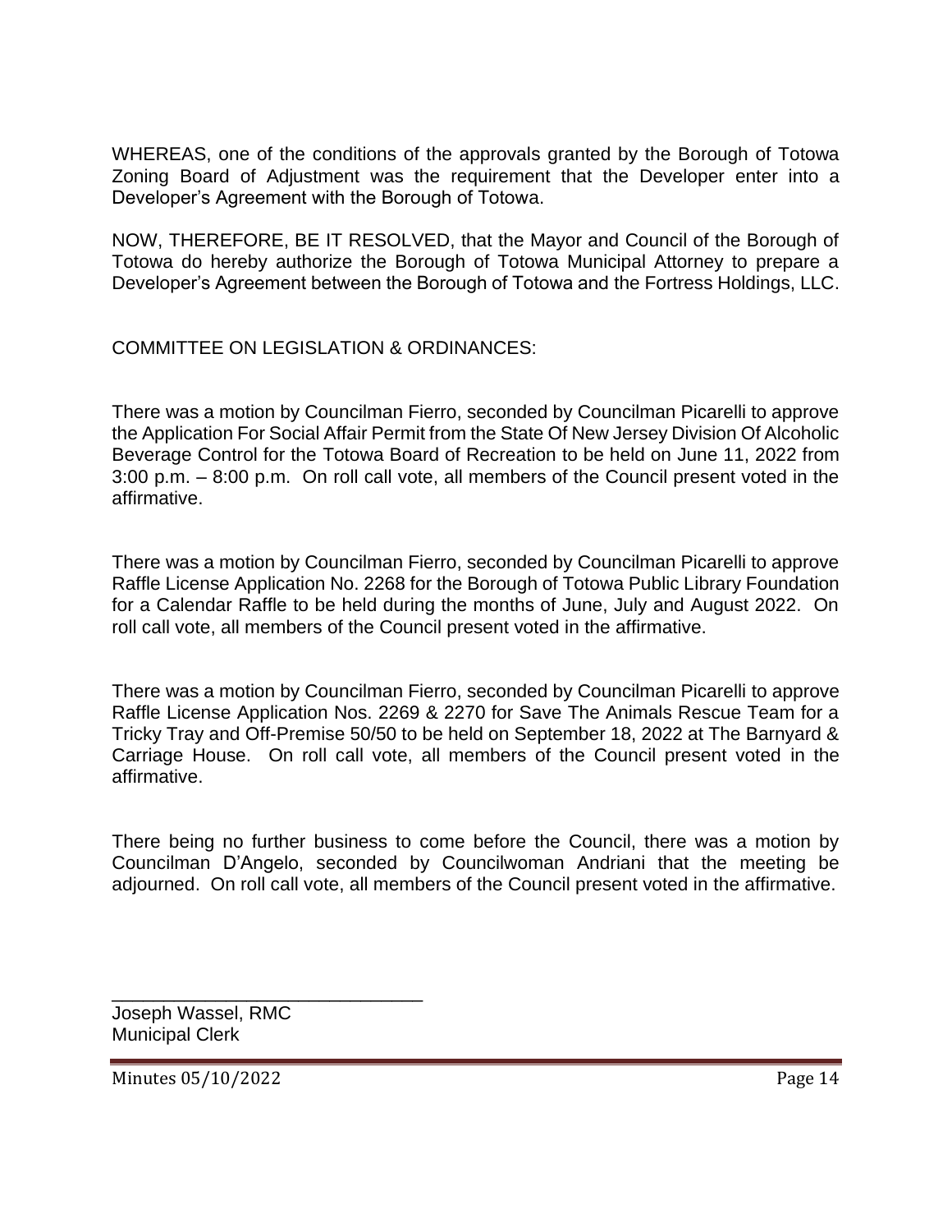WHEREAS, one of the conditions of the approvals granted by the Borough of Totowa Zoning Board of Adjustment was the requirement that the Developer enter into a Developer's Agreement with the Borough of Totowa.

NOW, THEREFORE, BE IT RESOLVED, that the Mayor and Council of the Borough of Totowa do hereby authorize the Borough of Totowa Municipal Attorney to prepare a Developer's Agreement between the Borough of Totowa and the Fortress Holdings, LLC.

COMMITTEE ON LEGISLATION & ORDINANCES:

There was a motion by Councilman Fierro, seconded by Councilman Picarelli to approve the Application For Social Affair Permit from the State Of New Jersey Division Of Alcoholic Beverage Control for the Totowa Board of Recreation to be held on June 11, 2022 from 3:00 p.m. – 8:00 p.m. On roll call vote, all members of the Council present voted in the affirmative.

There was a motion by Councilman Fierro, seconded by Councilman Picarelli to approve Raffle License Application No. 2268 for the Borough of Totowa Public Library Foundation for a Calendar Raffle to be held during the months of June, July and August 2022. On roll call vote, all members of the Council present voted in the affirmative.

There was a motion by Councilman Fierro, seconded by Councilman Picarelli to approve Raffle License Application Nos. 2269 & 2270 for Save The Animals Rescue Team for a Tricky Tray and Off-Premise 50/50 to be held on September 18, 2022 at The Barnyard & Carriage House. On roll call vote, all members of the Council present voted in the affirmative.

There being no further business to come before the Council, there was a motion by Councilman D'Angelo, seconded by Councilwoman Andriani that the meeting be adjourned. On roll call vote, all members of the Council present voted in the affirmative.

\_\_\_\_\_\_\_\_\_\_\_\_\_\_\_\_\_\_\_\_\_\_\_\_\_\_\_\_\_\_

Joseph Wassel, RMC
Municipal Clerk